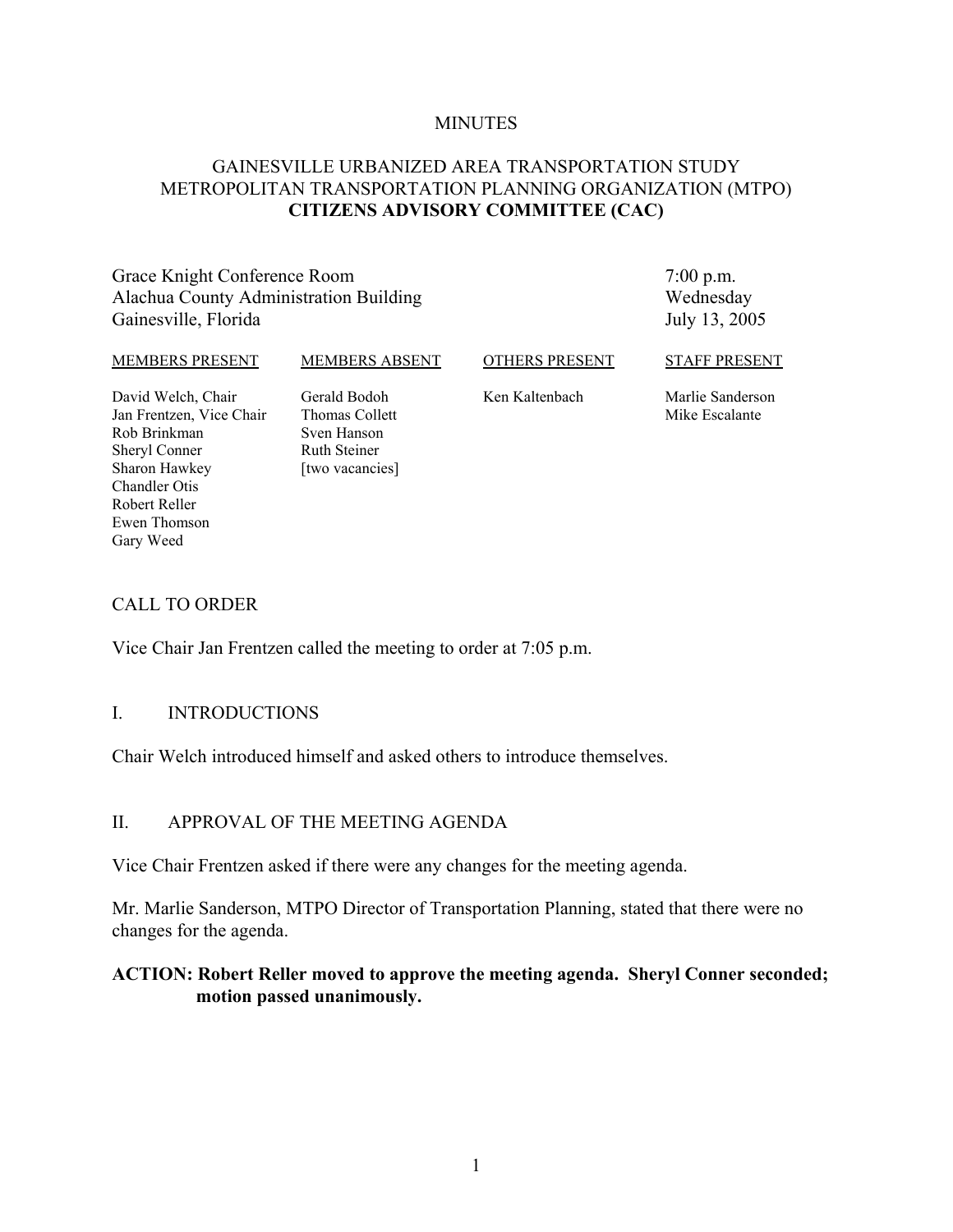MINUTES

# GAINESVILLE URBANIZED AREA TRANSPORTATION STUDY
# METROPOLITAN TRANSPORTATION PLANNING ORGANIZATION (MTPO)
# CITIZENS ADVISORY COMMITTEE (CAC)

| | |
|---|---|
| Grace Knight Conference Room | 7:00 p.m. |
| Alachua County Administration Building | Wednesday |
| Gainesville, Florida | July 13, 2005 |

| MEMBERS PRESENT | MEMBERS ABSENT | OTHERS PRESENT | STAFF PRESENT |
|---|---|---|---|
| David Welch, Chair | Gerald Bodoh | Ken Kaltenbach | Marlie Sanderson |
| Jan Frentzen, Vice Chair | Thomas Collett | | Mike Escalante |
| Rob Brinkman | Sven Hanson | | |
| Sheryl Conner | Ruth Steiner | | |
| Sharon Hawkey | [two vacancies] | | |
| Chandler Otis | | | |
| Robert Reller | | | |
| Ewen Thomson | | | |
| Gary Weed | | | |

## CALL TO ORDER

Vice Chair Jan Frentzen called the meeting to order at 7:05 p.m.

## I. INTRODUCTIONS

Chair Welch introduced himself and asked others to introduce themselves.

## II. APPROVAL OF THE MEETING AGENDA

Vice Chair Frentzen asked if there were any changes for the meeting agenda.

Mr. Marlie Sanderson, MTPO Director of Transportation Planning, stated that there were no changes for the agenda.

**ACTION: Robert Reller moved to approve the meeting agenda. Sheryl Conner seconded; motion passed unanimously.**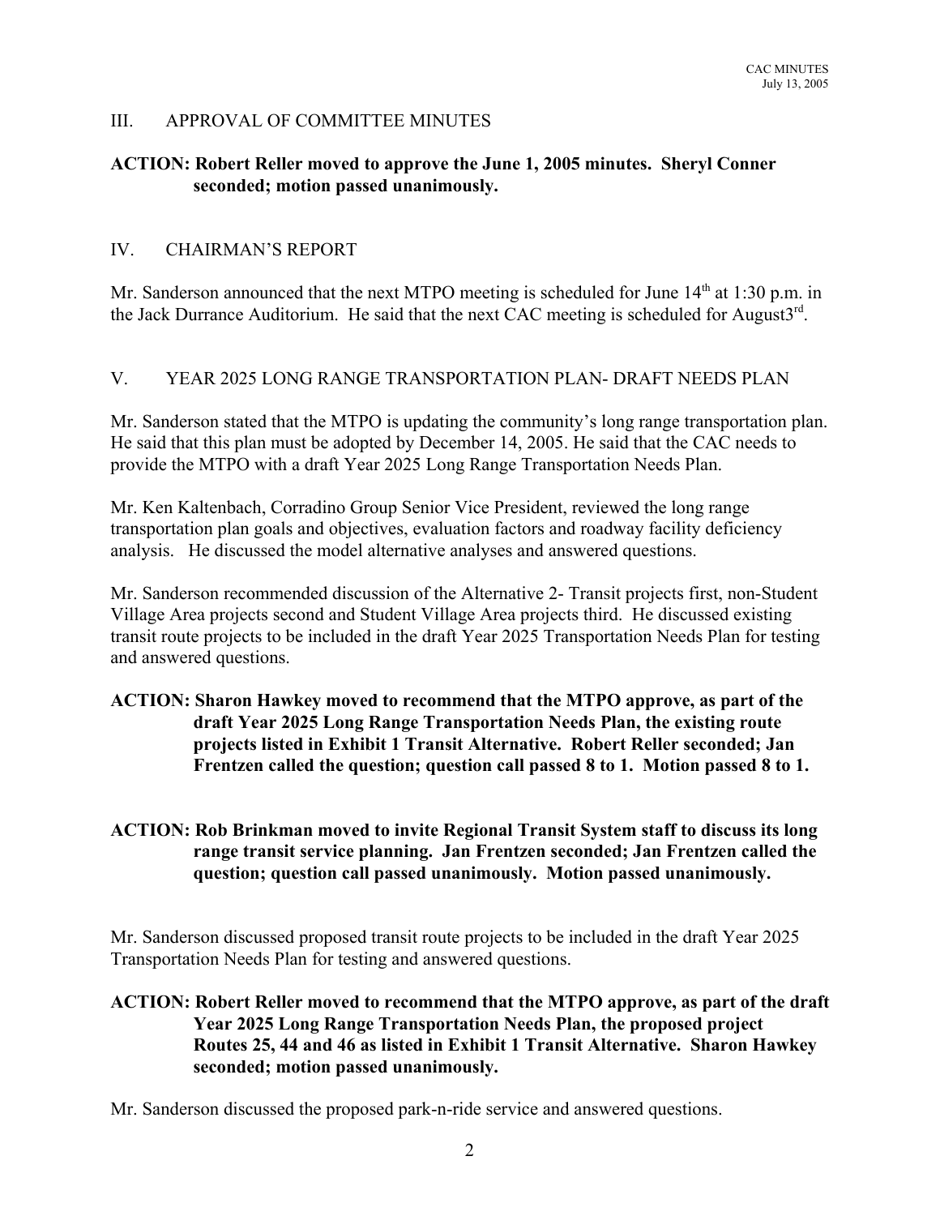## III. APPROVAL OF COMMITTEE MINUTES

**ACTION: Robert Reller moved to approve the June 1, 2005 minutes. Sheryl Conner seconded; motion passed unanimously.**

## IV. CHAIRMAN'S REPORT

Mr. Sanderson announced that the next MTPO meeting is scheduled for June 14th at 1:30 p.m. in the Jack Durrance Auditorium. He said that the next CAC meeting is scheduled for August3rd.

## V. YEAR 2025 LONG RANGE TRANSPORTATION PLAN- DRAFT NEEDS PLAN

Mr. Sanderson stated that the MTPO is updating the community's long range transportation plan. He said that this plan must be adopted by December 14, 2005. He said that the CAC needs to provide the MTPO with a draft Year 2025 Long Range Transportation Needs Plan.

Mr. Ken Kaltenbach, Corradino Group Senior Vice President, reviewed the long range transportation plan goals and objectives, evaluation factors and roadway facility deficiency analysis. He discussed the model alternative analyses and answered questions.

Mr. Sanderson recommended discussion of the Alternative 2- Transit projects first, non-Student Village Area projects second and Student Village Area projects third. He discussed existing transit route projects to be included in the draft Year 2025 Transportation Needs Plan for testing and answered questions.

**ACTION: Sharon Hawkey moved to recommend that the MTPO approve, as part of the draft Year 2025 Long Range Transportation Needs Plan, the existing route projects listed in Exhibit 1 Transit Alternative. Robert Reller seconded; Jan Frentzen called the question; question call passed 8 to 1. Motion passed 8 to 1.**

**ACTION: Rob Brinkman moved to invite Regional Transit System staff to discuss its long range transit service planning. Jan Frentzen seconded; Jan Frentzen called the question; question call passed unanimously. Motion passed unanimously.**

Mr. Sanderson discussed proposed transit route projects to be included in the draft Year 2025 Transportation Needs Plan for testing and answered questions.

**ACTION: Robert Reller moved to recommend that the MTPO approve, as part of the draft Year 2025 Long Range Transportation Needs Plan, the proposed project Routes 25, 44 and 46 as listed in Exhibit 1 Transit Alternative. Sharon Hawkey seconded; motion passed unanimously.**

Mr. Sanderson discussed the proposed park-n-ride service and answered questions.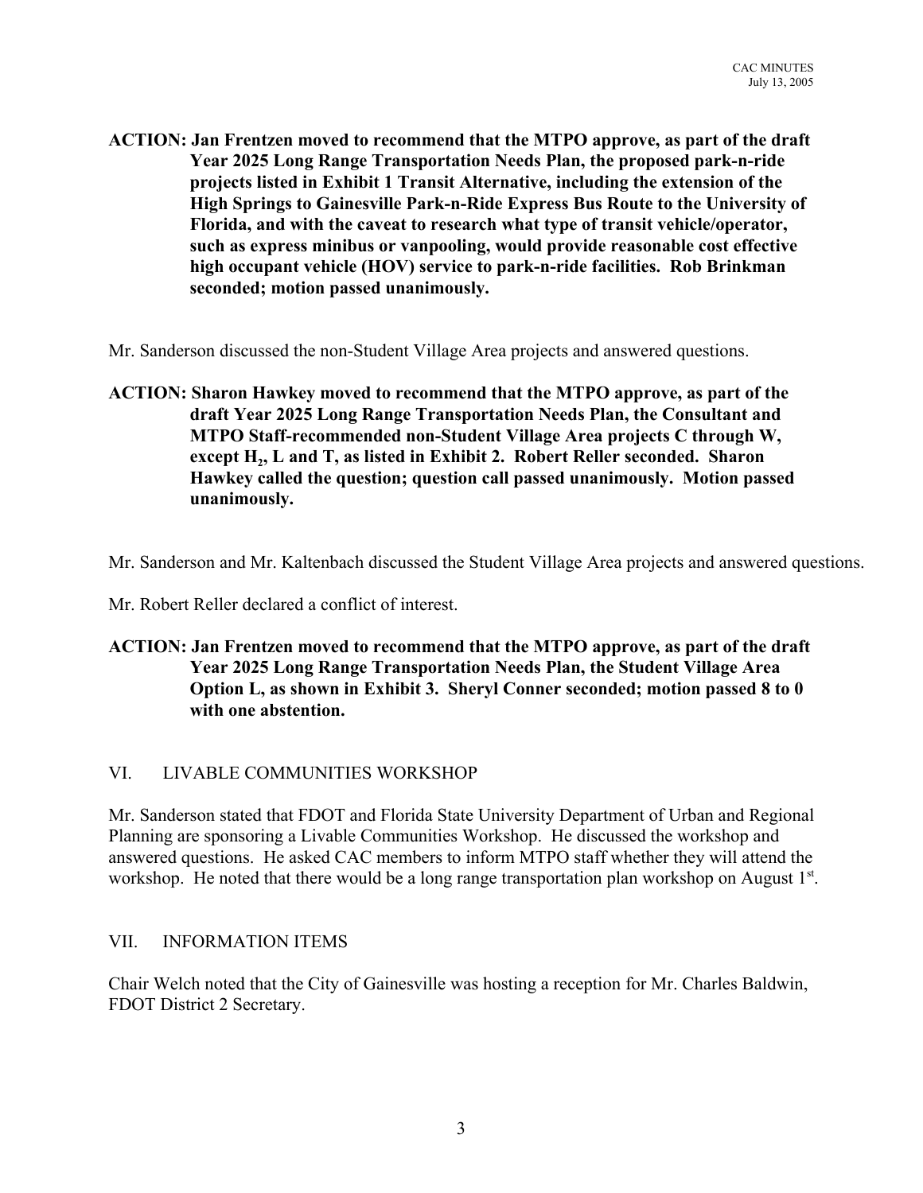**ACTION: Jan Frentzen moved to recommend that the MTPO approve, as part of the draft Year 2025 Long Range Transportation Needs Plan, the proposed park-n-ride projects listed in Exhibit 1 Transit Alternative, including the extension of the High Springs to Gainesville Park-n-Ride Express Bus Route to the University of Florida, and with the caveat to research what type of transit vehicle/operator, such as express minibus or vanpooling, would provide reasonable cost effective high occupant vehicle (HOV) service to park-n-ride facilities. Rob Brinkman seconded; motion passed unanimously.**

Mr. Sanderson discussed the non-Student Village Area projects and answered questions.

**ACTION: Sharon Hawkey moved to recommend that the MTPO approve, as part of the draft Year 2025 Long Range Transportation Needs Plan, the Consultant and MTPO Staff-recommended non-Student Village Area projects C through W, except $H_2$, L and T, as listed in Exhibit 2. Robert Reller seconded. Sharon Hawkey called the question; question call passed unanimously. Motion passed unanimously.**

Mr. Sanderson and Mr. Kaltenbach discussed the Student Village Area projects and answered questions.

Mr. Robert Reller declared a conflict of interest.

**ACTION: Jan Frentzen moved to recommend that the MTPO approve, as part of the draft Year 2025 Long Range Transportation Needs Plan, the Student Village Area Option L, as shown in Exhibit 3. Sheryl Conner seconded; motion passed 8 to 0 with one abstention.**

## VI. LIVABLE COMMUNITIES WORKSHOP

Mr. Sanderson stated that FDOT and Florida State University Department of Urban and Regional Planning are sponsoring a Livable Communities Workshop. He discussed the workshop and answered questions. He asked CAC members to inform MTPO staff whether they will attend the workshop. He noted that there would be a long range transportation plan workshop on August 1st.

## VII. INFORMATION ITEMS

Chair Welch noted that the City of Gainesville was hosting a reception for Mr. Charles Baldwin, FDOT District 2 Secretary.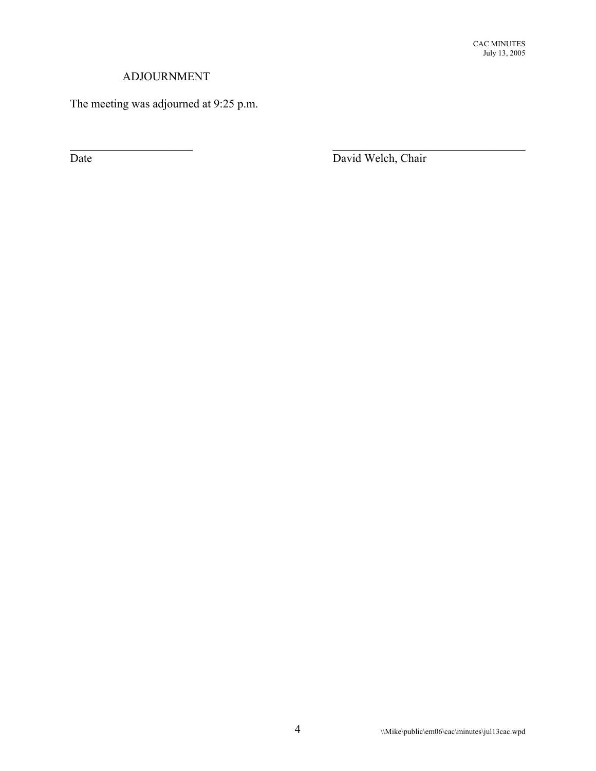## ADJOURNMENT

The meeting was adjourned at 9:25 p.m.

| ______________________ | ______________________________ |
| --- | --- |
| Date | David Welch, Chair |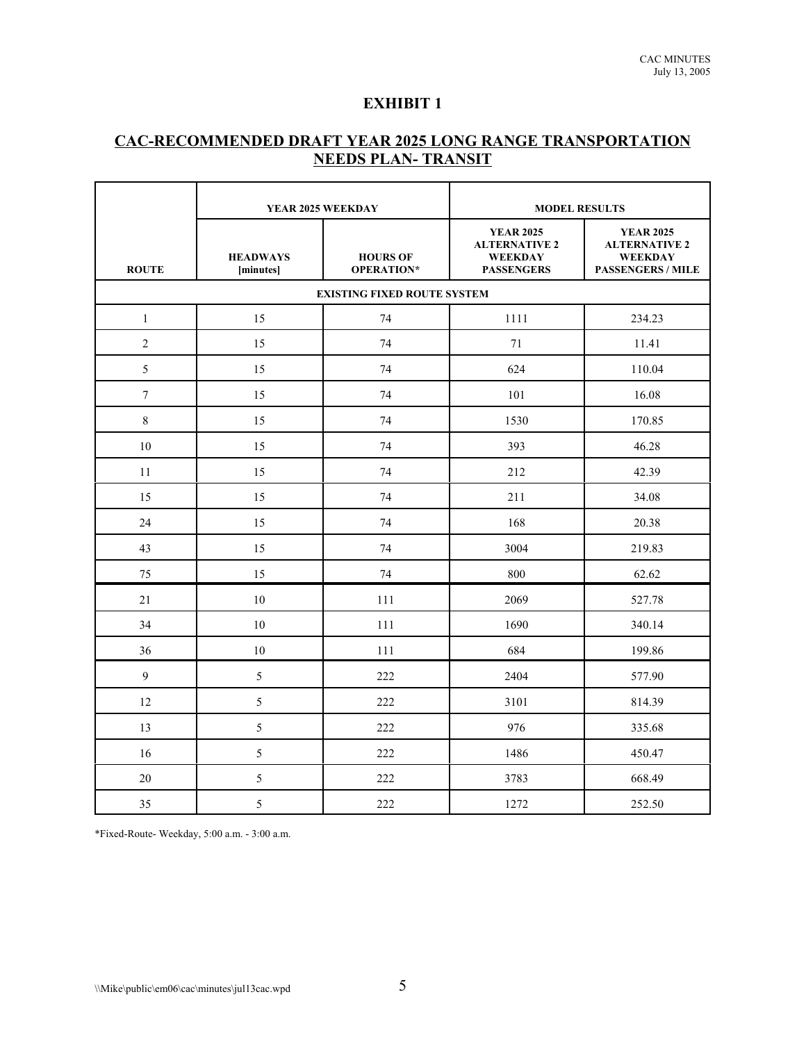# EXHIBIT 1

## CAC-RECOMMENDED DRAFT YEAR 2025 LONG RANGE TRANSPORTATION NEEDS PLAN- TRANSIT

| ROUTE | YEAR 2025 WEEKDAY | | MODEL RESULTS | |
|---|---|---|---|---|
| | HEADWAYS [minutes] | HOURS OF OPERATION* | YEAR 2025 ALTERNATIVE 2 WEEKDAY PASSENGERS | YEAR 2025 ALTERNATIVE 2 WEEKDAY PASSENGERS / MILE |
| EXISTING FIXED ROUTE SYSTEM | | | | |
| 1 | 15 | 74 | 1111 | 234.23 |
| 2 | 15 | 74 | 71 | 11.41 |
| 5 | 15 | 74 | 624 | 110.04 |
| 7 | 15 | 74 | 101 | 16.08 |
| 8 | 15 | 74 | 1530 | 170.85 |
| 10 | 15 | 74 | 393 | 46.28 |
| 11 | 15 | 74 | 212 | 42.39 |
| 15 | 15 | 74 | 211 | 34.08 |
| 24 | 15 | 74 | 168 | 20.38 |
| 43 | 15 | 74 | 3004 | 219.83 |
| 75 | 15 | 74 | 800 | 62.62 |
| 21 | 10 | 111 | 2069 | 527.78 |
| 34 | 10 | 111 | 1690 | 340.14 |
| 36 | 10 | 111 | 684 | 199.86 |
| 9 | 5 | 222 | 2404 | 577.90 |
| 12 | 5 | 222 | 3101 | 814.39 |
| 13 | 5 | 222 | 976 | 335.68 |
| 16 | 5 | 222 | 1486 | 450.47 |
| 20 | 5 | 222 | 3783 | 668.49 |
| 35 | 5 | 222 | 1272 | 252.50 |

*Fixed-Route- Weekday, 5:00 a.m. - 3:00 a.m.

\\Mike\public\em06\cac\minutes\jul13cac.wpd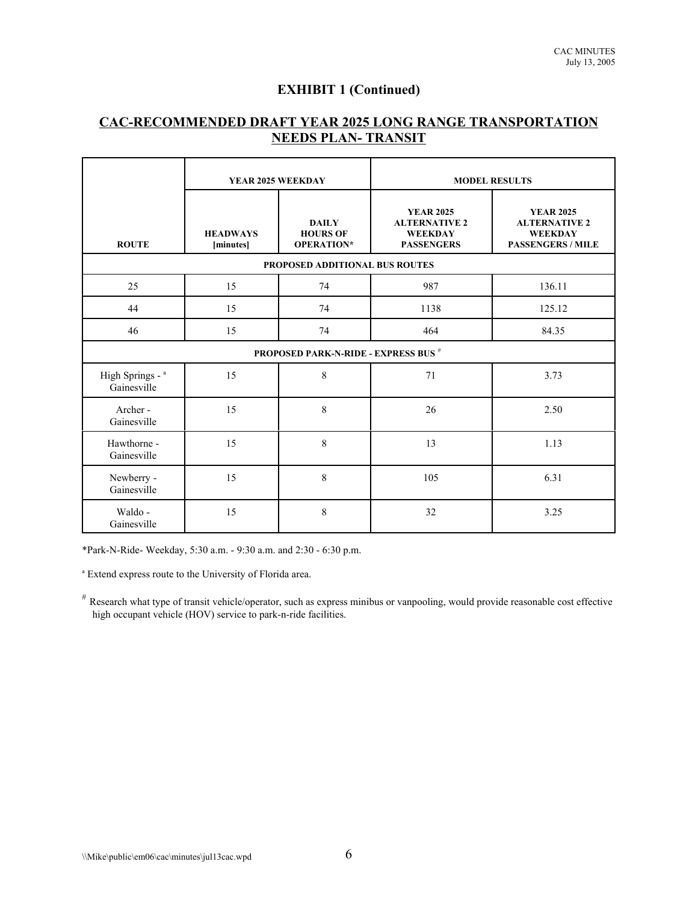## EXHIBIT 1 (Continued)

## CAC-RECOMMENDED DRAFT YEAR 2025 LONG RANGE TRANSPORTATION NEEDS PLAN- TRANSIT

| ROUTE | YEAR 2025 WEEKDAY | | MODEL RESULTS | |
|---|---|---|---|---|
| | HEADWAYS [minutes] | DAILY HOURS OF OPERATION* | YEAR 2025 ALTERNATIVE 2 WEEKDAY PASSENGERS | YEAR 2025 ALTERNATIVE 2 WEEKDAY PASSENGERS / MILE |
| PROPOSED ADDITIONAL BUS ROUTES | | | | |
| 25 | 15 | 74 | 987 | 136.11 |
| 44 | 15 | 74 | 1138 | 125.12 |
| 46 | 15 | 74 | 464 | 84.35 |
| PROPOSED PARK-N-RIDE - EXPRESS BUS [#] | | | | |
| High Springs - [a] Gainesville | 15 | 8 | 71 | 3.73 |
| Archer - Gainesville | 15 | 8 | 26 | 2.50 |
| Hawthorne - Gainesville | 15 | 8 | 13 | 1.13 |
| Newberry - Gainesville | 15 | 8 | 105 | 6.31 |
| Waldo - Gainesville | 15 | 8 | 32 | 3.25 |

*Park-N-Ride- Weekday, 5:30 a.m. - 9:30 a.m. and 2:30 - 6:30 p.m.

[a] Extend express route to the University of Florida area.

[#] Research what type of transit vehicle/operator, such as express minibus or vanpooling, would provide reasonable cost effective high occupant vehicle (HOV) service to park-n-ride facilities.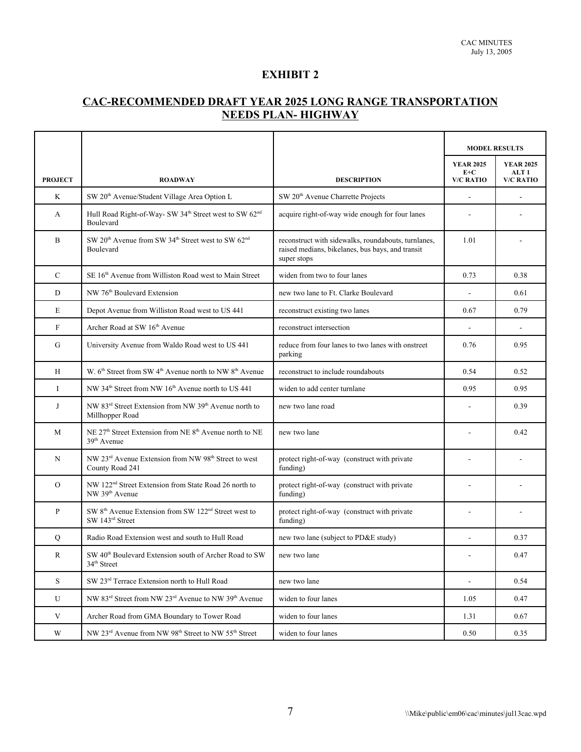# EXHIBIT 2

## CAC-RECOMMENDED DRAFT YEAR 2025 LONG RANGE TRANSPORTATION NEEDS PLAN- HIGHWAY

| PROJECT | ROADWAY | DESCRIPTION | MODEL RESULTS | |
|---|---|---|---|---|
| | | | YEAR 2025 E+C V/C RATIO | YEAR 2025 ALT 1 V/C RATIO |
| K | SW 20th Avenue/Student Village Area Option L | SW 20th Avenue Charrette Projects | - | - |
| A | Hull Road Right-of-Way- SW 34th Street west to SW 62nd Boulevard | acquire right-of-way wide enough for four lanes | - | - |
| B | SW 20th Avenue from SW 34th Street west to SW 62nd Boulevard | reconstruct with sidewalks, roundabouts, turnlanes, raised medians, bikelanes, bus bays, and transit super stops | 1.01 | - |
| C | SE 16th Avenue from Williston Road west to Main Street | widen from two to four lanes | 0.73 | 0.38 |
| D | NW 76th Boulevard Extension | new two lane to Ft. Clarke Boulevard | - | 0.61 |
| E | Depot Avenue from Williston Road west to US 441 | reconstruct existing two lanes | 0.67 | 0.79 |
| F | Archer Road at SW 16th Avenue | reconstruct intersection | - | - |
| G | University Avenue from Waldo Road west to US 441 | reduce from four lanes to two lanes with onstreet parking | 0.76 | 0.95 |
| H | W. 6th Street from SW 4th Avenue north to NW 8th Avenue | reconstruct to include roundabouts | 0.54 | 0.52 |
| I | NW 34th Street from NW 16th Avenue north to US 441 | widen to add center turnlane | 0.95 | 0.95 |
| J | NW 83rd Street Extension from NW 39th Avenue north to Millhopper Road | new two lane road | - | 0.39 |
| M | NE 27th Street Extension from NE 8th Avenue north to NE 39th Avenue | new two lane | - | 0.42 |
| N | NW 23rd Avenue Extension from NW 98th Street to west County Road 241 | protect right-of-way (construct with private funding) | - | - |
| O | NW 122nd Street Extension from State Road 26 north to NW 39th Avenue | protect right-of-way (construct with private funding) | - | - |
| P | SW 8th Avenue Extension from SW 122nd Street west to SW 143rd Street | protect right-of-way (construct with private funding) | - | - |
| Q | Radio Road Extension west and south to Hull Road | new two lane (subject to PD&E study) | - | 0.37 |
| R | SW 40th Boulevard Extension south of Archer Road to SW 34th Street | new two lane | - | 0.47 |
| S | SW 23rd Terrace Extension north to Hull Road | new two lane | - | 0.54 |
| U | NW 83rd Street from NW 23rd Avenue to NW 39th Avenue | widen to four lanes | 1.05 | 0.47 |
| V | Archer Road from GMA Boundary to Tower Road | widen to four lanes | 1.31 | 0.67 |
| W | NW 23rd Avenue from NW 98th Street to NW 55th Street | widen to four lanes | 0.50 | 0.35 |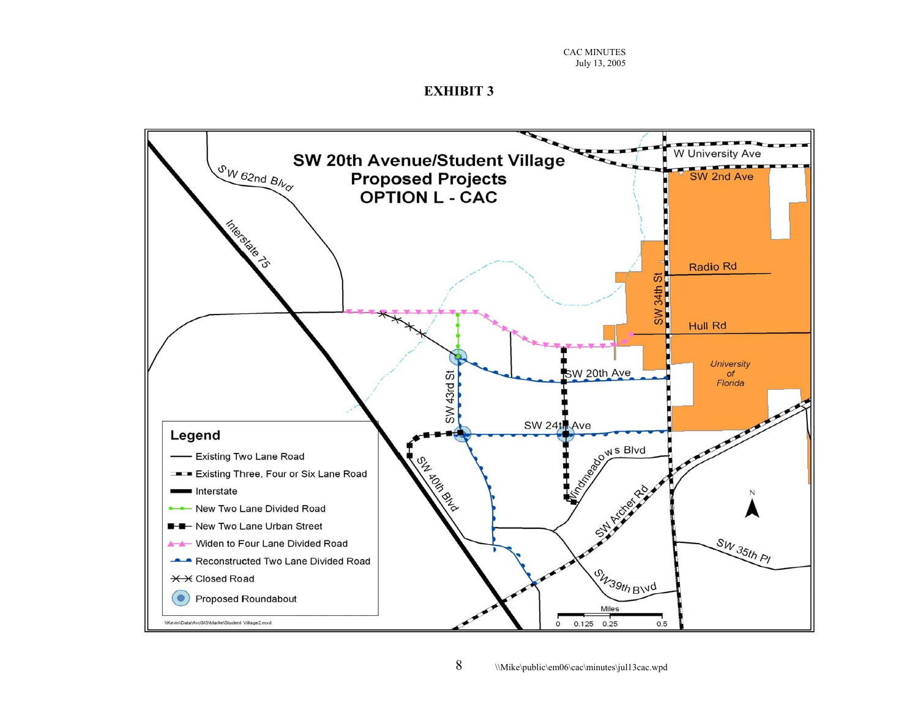CAC MINUTES
July 13, 2005

**EXHIBIT 3**

SW 20th Avenue/Student Village
Proposed Projects
OPTION L - CAC

W University Ave
SW 2nd Ave
SW 62nd Blvd
Interstate 75
Radio Rd
SW 34th St
Hull Rd
University of Florida
SW 20th Ave
SW 43rd St
SW 24th Ave
SW 40th Blvd
Windmeadows Blvd
SW Archer Rd
SW 35th Pl
SW39th Blvd

Legend
Existing Two Lane Road
Existing Three, Four or Six Lane Road
Interstate
New Two Lane Divided Road
New Two Lane Urban Street
Widen to Four Lane Divided Road
Reconstructed Two Lane Divided Road
Closed Road
Proposed Roundabout

N

Miles
0 0.125 0.25 0.5

\\Kevin\Data\ArcGIS\Marlie\Student Village2.mxd

\\Mike\public\em06\cac\minutes\jul13cac.wpd